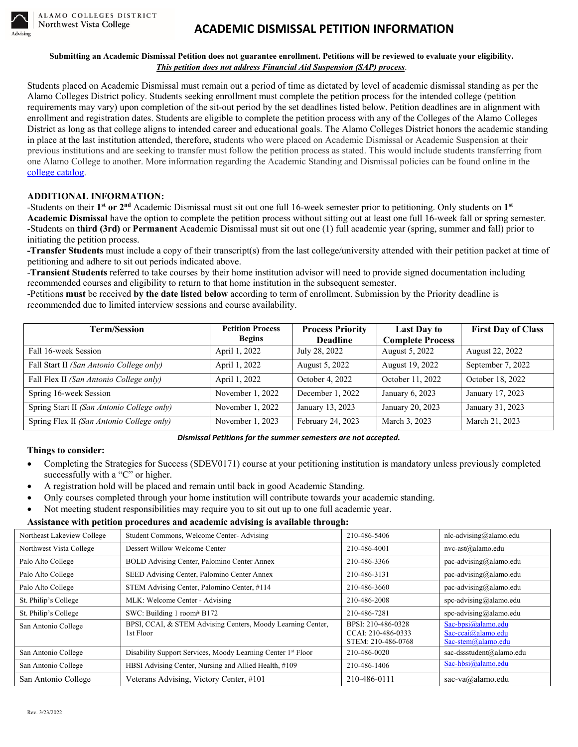ALAMO COLLEGES DISTRICT
Northwest Vista College
Advising

# ACADEMIC DISMISSAL PETITION INFORMATION

**Submitting an Academic Dismissal Petition does not guarantee enrollment. Petitions will be reviewed to evaluate your eligibility.**
***This petition does not address Financial Aid Suspension (SAP) process***.

Students placed on Academic Dismissal must remain out a period of time as dictated by level of academic dismissal standing as per the Alamo Colleges District policy. Students seeking enrollment must complete the petition process for the intended college (petition requirements may vary) upon completion of the sit-out period by the set deadlines listed below. Petition deadlines are in alignment with enrollment and registration dates. Students are eligible to complete the petition process with any of the Colleges of the Alamo Colleges District as long as that college aligns to intended career and educational goals. The Alamo Colleges District honors the academic standing in place at the last institution attended, therefore, students who were placed on Academic Dismissal or Academic Suspension at their previous institutions and are seeking to transfer must follow the petition process as stated. This would include students transferring from one Alamo College to another. More information regarding the Academic Standing and Dismissal policies can be found online in the college catalog.

## ADDITIONAL INFORMATION:

-Students on their **1st or 2nd** Academic Dismissal must sit out one full 16-week semester prior to petitioning. Only students on **1st Academic Dismissal** have the option to complete the petition process without sitting out at least one full 16-week fall or spring semester.
-Students on **third (3rd)** or **Permanent** Academic Dismissal must sit out one (1) full academic year (spring, summer and fall) prior to initiating the petition process.
-**Transfer Students** must include a copy of their transcript(s) from the last college/university attended with their petition packet at time of petitioning and adhere to sit out periods indicated above.
-**Transient Students** referred to take courses by their home institution advisor will need to provide signed documentation including recommended courses and eligibility to return to that home institution in the subsequent semester.
-Petitions **must** be received **by the date listed below** according to term of enrollment. Submission by the Priority deadline is recommended due to limited interview sessions and course availability.

| Term/Session | Petition Process Begins | Process Priority Deadline | Last Day to Complete Process | First Day of Class |
|---|---|---|---|---|
| Fall 16-week Session | April 1, 2022 | July 28, 2022 | August 5, 2022 | August 22, 2022 |
| Fall Start II *(San Antonio College only)* | April 1, 2022 | August 5, 2022 | August 19, 2022 | September 7, 2022 |
| Fall Flex II *(San Antonio College only)* | April 1, 2022 | October 4, 2022 | October 11, 2022 | October 18, 2022 |
| Spring 16-week Session | November 1, 2022 | December 1, 2022 | January 6, 2023 | January 17, 2023 |
| Spring Start II *(San Antonio College only)* | November 1, 2022 | January 13, 2023 | January 20, 2023 | January 31, 2023 |
| Spring Flex II *(San Antonio College only)* | November 1, 2023 | February 24, 2023 | March 3, 2023 | March 21, 2023 |

***Dismissal Petitions for the summer semesters are not accepted.***

**Things to consider:**

- Completing the Strategies for Success (SDEV0171) course at your petitioning institution is mandatory unless previously completed successfully with a "C" or higher.
- A registration hold will be placed and remain until back in good Academic Standing.
- Only courses completed through your home institution will contribute towards your academic standing.
- Not meeting student responsibilities may require you to sit out up to one full academic year.

**Assistance with petition procedures and academic advising is available through:**

| College | Location | Phone | Email |
|---|---|---|---|
| Northeast Lakeview College | Student Commons, Welcome Center- Advising | 210-486-5406 | nlc-advising@alamo.edu |
| Northwest Vista College | Dessert Willow Welcome Center | 210-486-4001 | nvc-ast@alamo.edu |
| Palo Alto College | BOLD Advising Center, Palomino Center Annex | 210-486-3366 | pac-advising@alamo.edu |
| Palo Alto College | SEED Advising Center, Palomino Center Annex | 210-486-3131 | pac-advising@alamo.edu |
| Palo Alto College | STEM Advising Center, Palomino Center, #114 | 210-486-3660 | pac-advising@alamo.edu |
| St. Philip's College | MLK: Welcome Center - Advising | 210-486-2008 | spc-advising@alamo.edu |
| St. Philip's College | SWC: Building 1 room# B172 | 210-486-7281 | spc-advising@alamo.edu |
| San Antonio College | BPSI, CCAI, & STEM Advising Centers, Moody Learning Center, 1st Floor | BPSI: 210-486-0328<br>CCAI: 210-486-0333<br>STEM: 210-486-0768 | Sac-bpsi@alamo.edu<br>Sac-ccai@alamo.edu<br>Sac-stem@alamo.edu |
| San Antonio College | Disability Support Services, Moody Learning Center 1st Floor | 210-486-0020 | sac-dssstudent@alamo.edu |
| San Antonio College | HBSI Advising Center, Nursing and Allied Health, #109 | 210-486-1406 | Sac-hbsi@alamo.edu |
| San Antonio College | Veterans Advising, Victory Center, #101 | 210-486-0111 | sac-va@alamo.edu |

Rev. 3/23/2022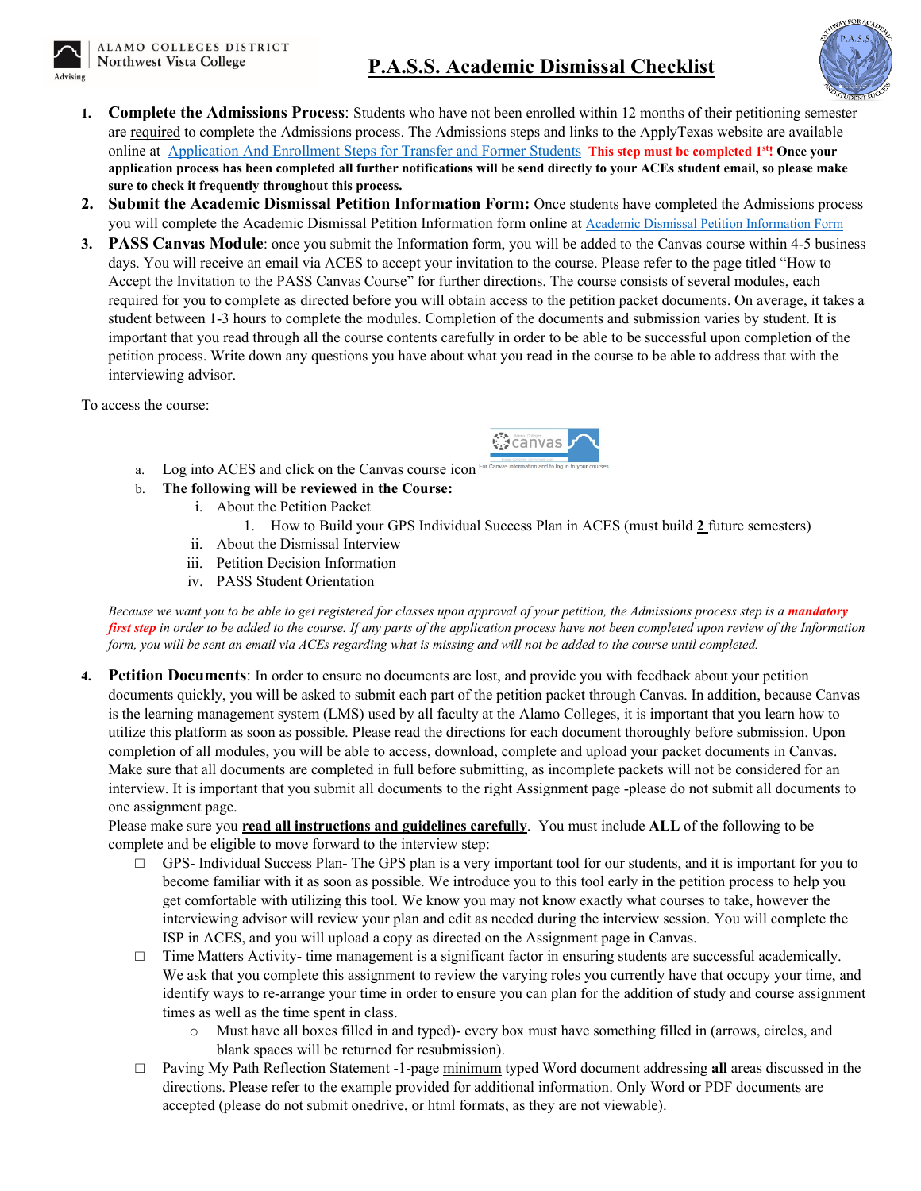# P.A.S.S. Academic Dismissal Checklist

1. **Complete the Admissions Process**: Students who have not been enrolled within 12 months of their petitioning semester are required to complete the Admissions process. The Admissions steps and links to the ApplyTexas website are available online at Application And Enrollment Steps for Transfer and Former Students **This step must be completed 1st! Once your application process has been completed all further notifications will be send directly to your ACEs student email, so please make sure to check it frequently throughout this process.**
2. **Submit the Academic Dismissal Petition Information Form:** Once students have completed the Admissions process you will complete the Academic Dismissal Petition Information form online at Academic Dismissal Petition Information Form
3. **PASS Canvas Module**: once you submit the Information form, you will be added to the Canvas course within 4-5 business days. You will receive an email via ACES to accept your invitation to the course. Please refer to the page titled "How to Accept the Invitation to the PASS Canvas Course" for further directions. The course consists of several modules, each required for you to complete as directed before you will obtain access to the petition packet documents. On average, it takes a student between 1-3 hours to complete the modules. Completion of the documents and submission varies by student. It is important that you read through all the course contents carefully in order to be able to be successful upon completion of the petition process. Write down any questions you have about what you read in the course to be able to address that with the interviewing advisor.

To access the course:

a. Log into ACES and click on the Canvas course icon For Canvas information and to log in to your courses.
b. **The following will be reviewed in the Course:**
   i. About the Petition Packet
      1. How to Build your GPS Individual Success Plan in ACES (must build **2** future semesters)
   ii. About the Dismissal Interview
   iii. Petition Decision Information
   iv. PASS Student Orientation

*Because we want you to be able to get registered for classes upon approval of your petition, the Admissions process step is a **mandatory first step** in order to be added to the course. If any parts of the application process have not been completed upon review of the Information form, you will be sent an email via ACEs regarding what is missing and will not be added to the course until completed.*

4. **Petition Documents**: In order to ensure no documents are lost, and provide you with feedback about your petition documents quickly, you will be asked to submit each part of the petition packet through Canvas. In addition, because Canvas is the learning management system (LMS) used by all faculty at the Alamo Colleges, it is important that you learn how to utilize this platform as soon as possible. Please read the directions for each document thoroughly before submission. Upon completion of all modules, you will be able to access, download, complete and upload your packet documents in Canvas. Make sure that all documents are completed in full before submitting, as incomplete packets will not be considered for an interview. It is important that you submit all documents to the right Assignment page -please do not submit all documents to one assignment page.
   Please make sure you **read all instructions and guidelines carefully**. You must include **ALL** of the following to be complete and be eligible to move forward to the interview step:
   - ☐ GPS- Individual Success Plan- The GPS plan is a very important tool for our students, and it is important for you to become familiar with it as soon as possible. We introduce you to this tool early in the petition process to help you get comfortable with utilizing this tool. We know you may not know exactly what courses to take, however the interviewing advisor will review your plan and edit as needed during the interview session. You will complete the ISP in ACES, and you will upload a copy as directed on the Assignment page in Canvas.
   - ☐ Time Matters Activity- time management is a significant factor in ensuring students are successful academically. We ask that you complete this assignment to review the varying roles you currently have that occupy your time, and identify ways to re-arrange your time in order to ensure you can plan for the addition of study and course assignment times as well as the time spent in class.
     - Must have all boxes filled in and typed)- every box must have something filled in (arrows, circles, and blank spaces will be returned for resubmission).
   - ☐ Paving My Path Reflection Statement -1-page minimum typed Word document addressing **all** areas discussed in the directions. Please refer to the example provided for additional information. Only Word or PDF documents are accepted (please do not submit onedrive, or html formats, as they are not viewable).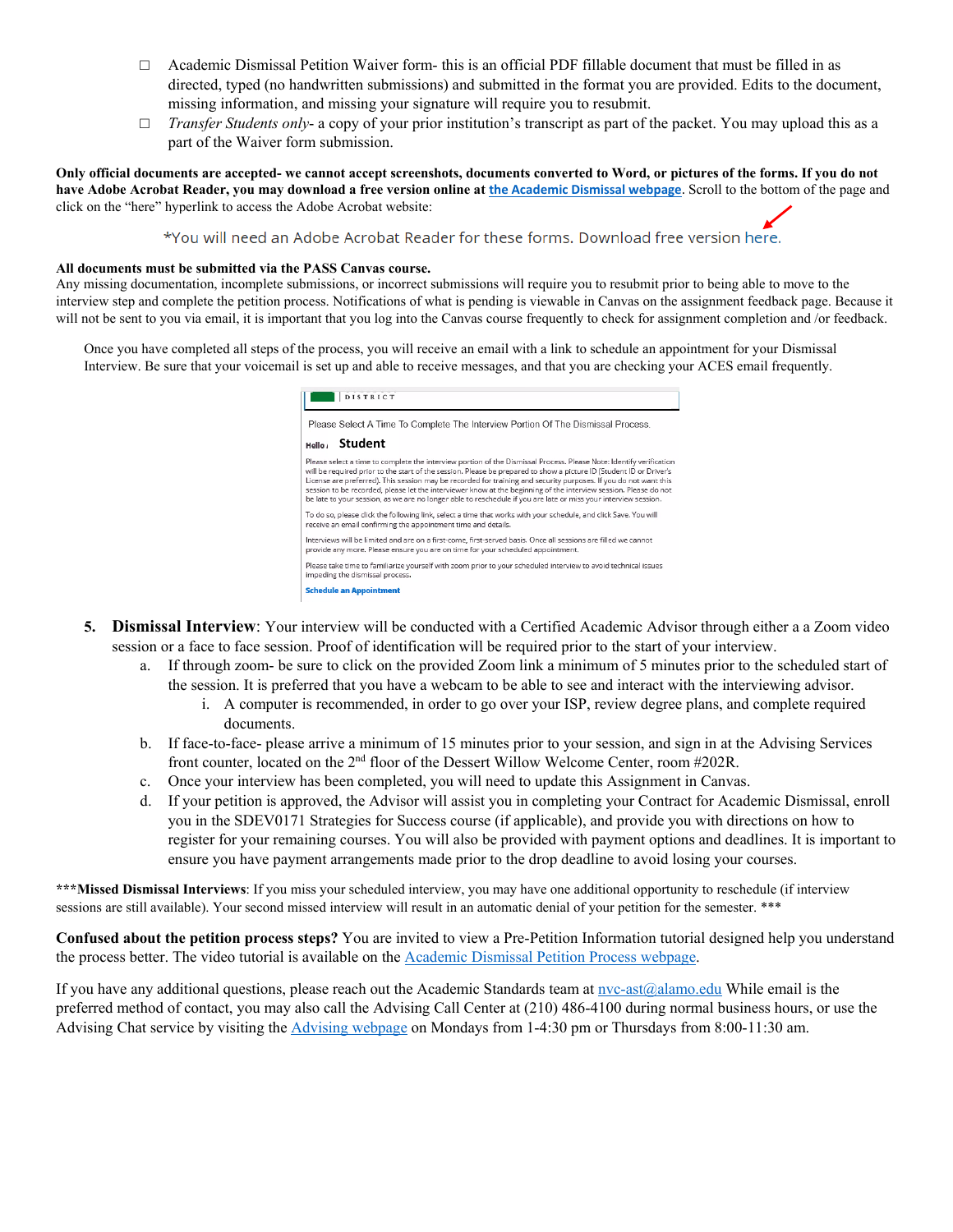- ☐ Academic Dismissal Petition Waiver form- this is an official PDF fillable document that must be filled in as directed, typed (no handwritten submissions) and submitted in the format you are provided. Edits to the document, missing information, and missing your signature will require you to resubmit.
- ☐ *Transfer Students only*- a copy of your prior institution's transcript as part of the packet. You may upload this as a part of the Waiver form submission.

**Only official documents are accepted- we cannot accept screenshots, documents converted to Word, or pictures of the forms. If you do not have Adobe Acrobat Reader, you may download a free version online at the Academic Dismissal webpage**. Scroll to the bottom of the page and click on the "here" hyperlink to access the Adobe Acrobat website:

*You will need an Adobe Acrobat Reader for these forms. Download free version here.

**All documents must be submitted via the PASS Canvas course.**
Any missing documentation, incomplete submissions, or incorrect submissions will require you to resubmit prior to being able to move to the interview step and complete the petition process. Notifications of what is pending is viewable in Canvas on the assignment feedback page. Because it will not be sent to you via email, it is important that you log into the Canvas course frequently to check for assignment completion and /or feedback.

Once you have completed all steps of the process, you will receive an email with a link to schedule an appointment for your Dismissal Interview. Be sure that your voicemail is set up and able to receive messages, and that you are checking your ACES email frequently.

DISTRICT

Please Select A Time To Complete The Interview Portion Of The Dismissal Process.

Hello, **Student**

Please select a time to complete the interview portion of the Dismissal Process. Please Note: Identify verification will be required prior to the start of the session. Please be prepared to show a picture ID (Student ID or Driver's License are preferred). This session may be recorded for training and security purposes. If you do not want this session to be recorded, please let the interviewer know at the beginning of the interview session. Please do not be late to your session, as we are no longer able to reschedule if you are late or miss your interview session.

To do so, please click the following link, select a time that works with your schedule, and click Save. You will receive an email confirming the appointment time and details.

Interviews will be limited and are on a first-come, first-served basis. Once all sessions are filled we cannot provide any more. Please ensure you are on time for your scheduled appointment.

Please take time to familiarize yourself with zoom prior to your scheduled interview to avoid technical issues impeding the dismissal process.

Schedule an Appointment

5. **Dismissal Interview**: Your interview will be conducted with a Certified Academic Advisor through either a a Zoom video session or a face to face session. Proof of identification will be required prior to the start of your interview.
    a. If through zoom- be sure to click on the provided Zoom link a minimum of 5 minutes prior to the scheduled start of the session. It is preferred that you have a webcam to be able to see and interact with the interviewing advisor.
        i. A computer is recommended, in order to go over your ISP, review degree plans, and complete required documents.
    b. If face-to-face- please arrive a minimum of 15 minutes prior to your session, and sign in at the Advising Services front counter, located on the 2nd floor of the Dessert Willow Welcome Center, room #202R.
    c. Once your interview has been completed, you will need to update this Assignment in Canvas.
    d. If your petition is approved, the Advisor will assist you in completing your Contract for Academic Dismissal, enroll you in the SDEV0171 Strategies for Success course (if applicable), and provide you with directions on how to register for your remaining courses. You will also be provided with payment options and deadlines. It is important to ensure you have payment arrangements made prior to the drop deadline to avoid losing your courses.

***__Missed Dismissal Interviews__: If you miss your scheduled interview, you may have one additional opportunity to reschedule (if interview sessions are still available). Your second missed interview will result in an automatic denial of your petition for the semester. ***

**Confused about the petition process steps?** You are invited to view a Pre-Petition Information tutorial designed help you understand the process better. The video tutorial is available on the Academic Dismissal Petition Process webpage.

If you have any additional questions, please reach out the Academic Standards team at nvc-ast@alamo.edu While email is the preferred method of contact, you may also call the Advising Call Center at (210) 486-4100 during normal business hours, or use the Advising Chat service by visiting the Advising webpage on Mondays from 1-4:30 pm or Thursdays from 8:00-11:30 am.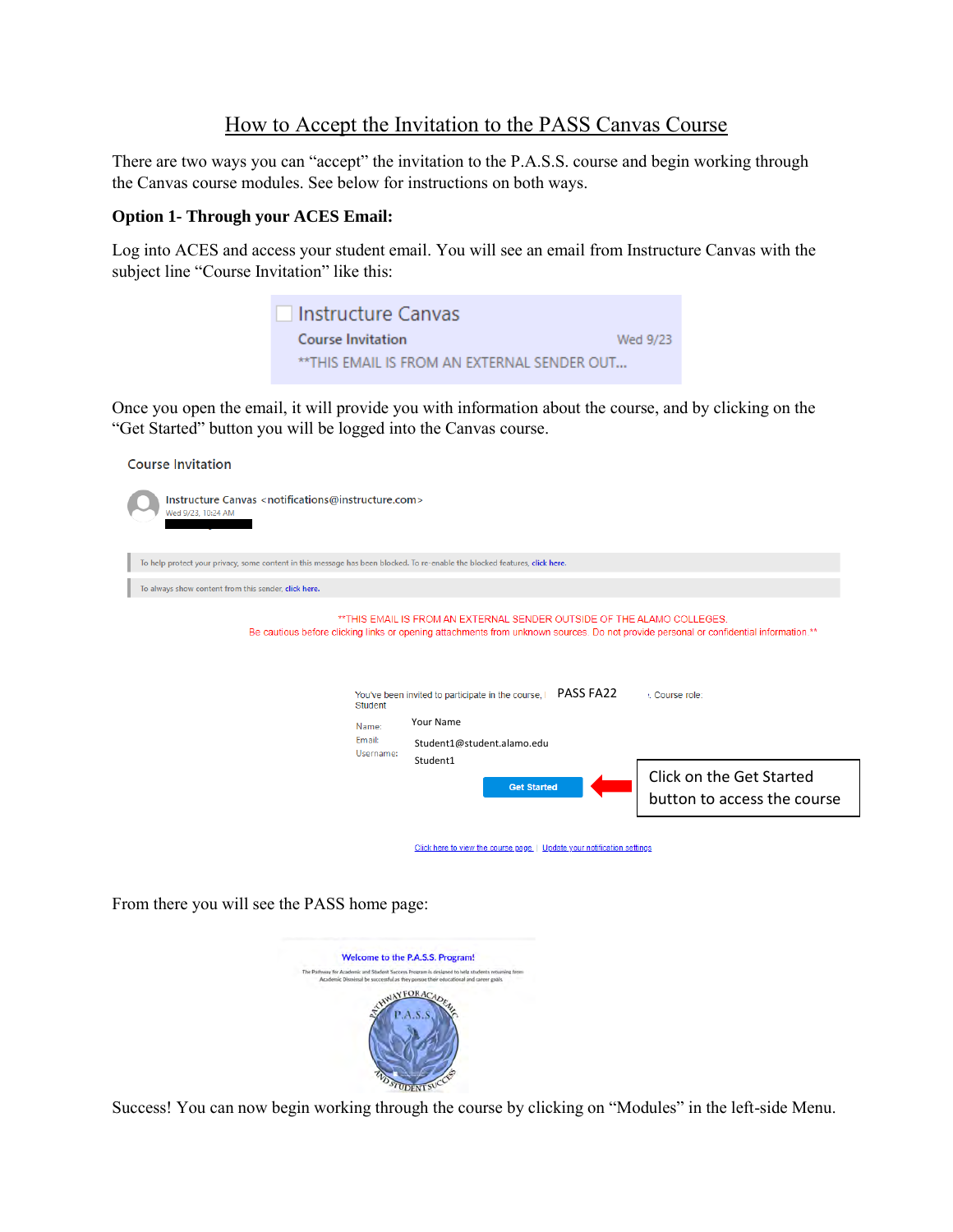# How to Accept the Invitation to the PASS Canvas Course

There are two ways you can "accept" the invitation to the P.A.S.S. course and begin working through the Canvas course modules. See below for instructions on both ways.

**Option 1- Through your ACES Email:**

Log into ACES and access your student email. You will see an email from Instructure Canvas with the subject line "Course Invitation" like this:

Instructure Canvas
Course Invitation Wed 9/23
**THIS EMAIL IS FROM AN EXTERNAL SENDER OUT...

Once you open the email, it will provide you with information about the course, and by clicking on the "Get Started" button you will be logged into the Canvas course.

Course Invitation

Instructure Canvas <notifications@instructure.com>
Wed 9/23, 10:24 AM

To help protect your privacy, some content in this message has been blocked. To re-enable the blocked features, click here.

To always show content from this sender, click here.

**THIS EMAIL IS FROM AN EXTERNAL SENDER OUTSIDE OF THE ALAMO COLLEGES.
Be cautious before clicking links or opening attachments from unknown sources. Do not provide personal or confidential information.**

You've been invited to participate in the course, PASS FA22. Course role: Student

Name: Your Name
Email: Student1@student.alamo.edu
Username: Student1

Get Started

Click on the Get Started button to access the course

Click here to view the course page | Update your notification settings

From there you will see the PASS home page:

Welcome to the P.A.S.S. Program!

The Pathway for Academic and Student Success Program is designed to help students returning from Academic Dismissal be successful as they pursue their educational and career goals.

Success! You can now begin working through the course by clicking on "Modules" in the left-side Menu.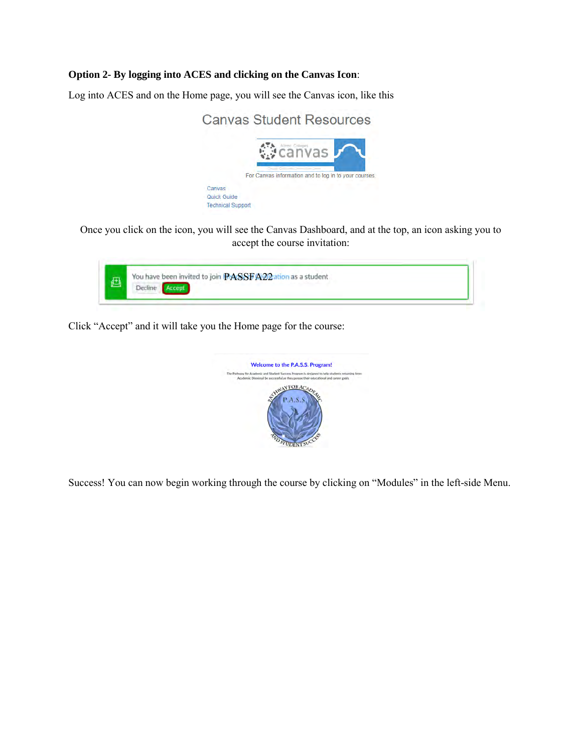**Option 2- By logging into ACES and clicking on the Canvas Icon**:

Log into ACES and on the Home page, you will see the Canvas icon, like this

Canvas Student Resources

For Canvas information and to log in to your courses

Canvas
Quick Guide
Technical Support

Once you click on the icon, you will see the Canvas Dashboard, and at the top, an icon asking you to accept the course invitation:

You have been invited to join PASSFA22 as a student

Decline Accept

Click "Accept" and it will take you the Home page for the course:

Welcome to the P.A.S.S. Program!

Success! You can now begin working through the course by clicking on "Modules" in the left-side Menu.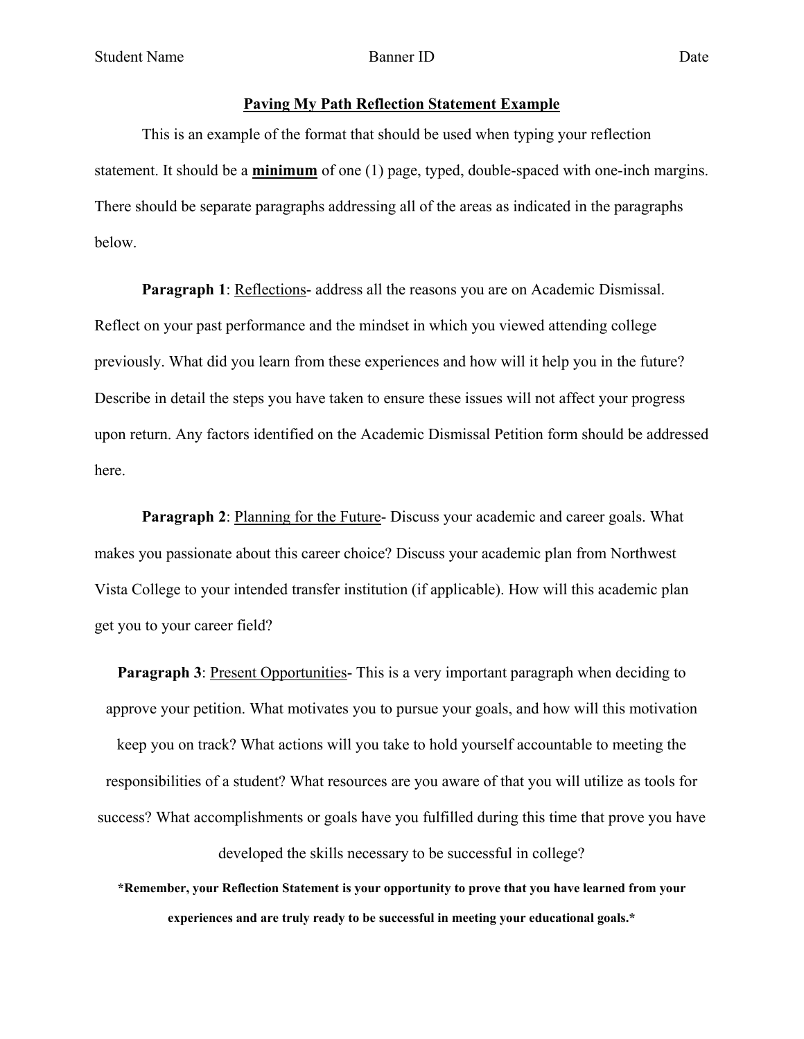Student Name Banner ID Date

**Paving My Path Reflection Statement Example**

This is an example of the format that should be used when typing your reflection statement. It should be a **minimum** of one (1) page, typed, double-spaced with one-inch margins. There should be separate paragraphs addressing all of the areas as indicated in the paragraphs below.

**Paragraph 1**: Reflections- address all the reasons you are on Academic Dismissal. Reflect on your past performance and the mindset in which you viewed attending college previously. What did you learn from these experiences and how will it help you in the future? Describe in detail the steps you have taken to ensure these issues will not affect your progress upon return. Any factors identified on the Academic Dismissal Petition form should be addressed here.

**Paragraph 2**: Planning for the Future- Discuss your academic and career goals. What makes you passionate about this career choice? Discuss your academic plan from Northwest Vista College to your intended transfer institution (if applicable). How will this academic plan get you to your career field?

**Paragraph 3**: Present Opportunities- This is a very important paragraph when deciding to approve your petition. What motivates you to pursue your goals, and how will this motivation keep you on track? What actions will you take to hold yourself accountable to meeting the responsibilities of a student? What resources are you aware of that you will utilize as tools for success? What accomplishments or goals have you fulfilled during this time that prove you have developed the skills necessary to be successful in college?

**\*Remember, your Reflection Statement is your opportunity to prove that you have learned from your experiences and are truly ready to be successful in meeting your educational goals.\***